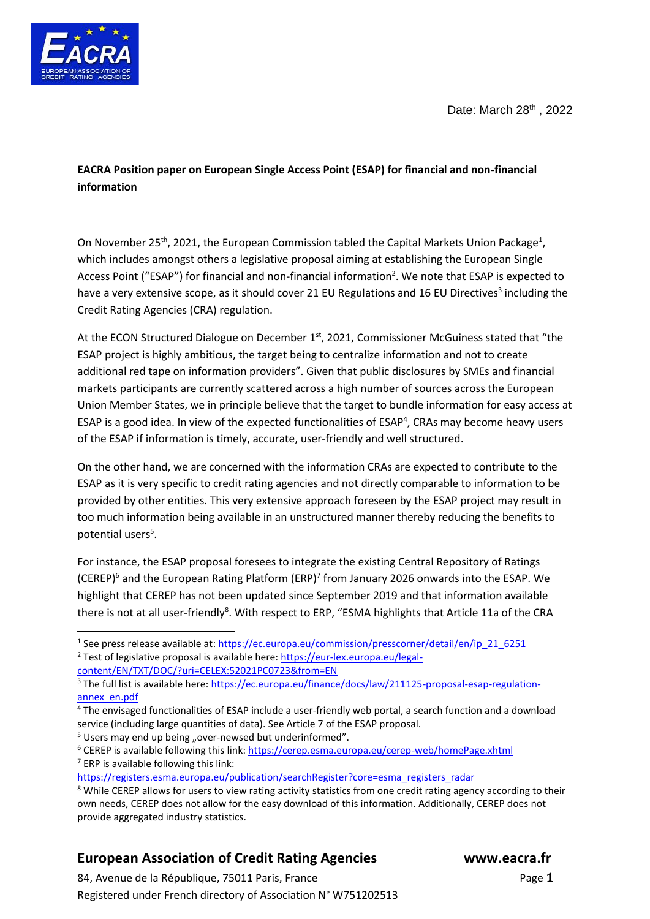Date: March 28th , 2022

**EACRA Position paper on European Single Access Point (ESAP) for financial and non-financial information**

On November 25th, 2021, the European Commission tabled the Capital Markets Union Package[1], which includes amongst others a legislative proposal aiming at establishing the European Single Access Point ("ESAP") for financial and non-financial information[2]. We note that ESAP is expected to have a very extensive scope, as it should cover 21 EU Regulations and 16 EU Directives[3] including the Credit Rating Agencies (CRA) regulation.

At the ECON Structured Dialogue on December 1st, 2021, Commissioner McGuiness stated that "the ESAP project is highly ambitious, the target being to centralize information and not to create additional red tape on information providers". Given that public disclosures by SMEs and financial markets participants are currently scattered across a high number of sources across the European Union Member States, we in principle believe that the target to bundle information for easy access at ESAP is a good idea. In view of the expected functionalities of ESAP[4], CRAs may become heavy users of the ESAP if information is timely, accurate, user-friendly and well structured.

On the other hand, we are concerned with the information CRAs are expected to contribute to the ESAP as it is very specific to credit rating agencies and not directly comparable to information to be provided by other entities. This very extensive approach foreseen by the ESAP project may result in too much information being available in an unstructured manner thereby reducing the benefits to potential users[5].

For instance, the ESAP proposal foresees to integrate the existing Central Repository of Ratings (CEREP)[6] and the European Rating Platform (ERP)[7] from January 2026 onwards into the ESAP. We highlight that CEREP has not been updated since September 2019 and that information available there is not at all user-friendly[8]. With respect to ERP, "ESMA highlights that Article 11a of the CRA

---

[1] See press release available at: https://ec.europa.eu/commission/presscorner/detail/en/ip_21_6251

[2] Test of legislative proposal is available here: https://eur-lex.europa.eu/legal-content/EN/TXT/DOC/?uri=CELEX:52021PC0723&from=EN

[3] The full list is available here: https://ec.europa.eu/finance/docs/law/211125-proposal-esap-regulation-annex_en.pdf

[4] The envisaged functionalities of ESAP include a user-friendly web portal, a search function and a download service (including large quantities of data). See Article 7 of the ESAP proposal.

[5] Users may end up being „over-newsed but underinformed".

[6] CEREP is available following this link: https://cerep.esma.europa.eu/cerep-web/homePage.xhtml

[7] ERP is available following this link: https://registers.esma.europa.eu/publication/searchRegister?core=esma_registers_radar

[8] While CEREP allows for users to view rating activity statistics from one credit rating agency according to their own needs, CEREP does not allow for the easy download of this information. Additionally, CEREP does not provide aggregated industry statistics.

**European Association of Credit Rating Agencies** www.eacra.fr

84, Avenue de la République, 75011 Paris, France

Registered under French directory of Association N° W751202513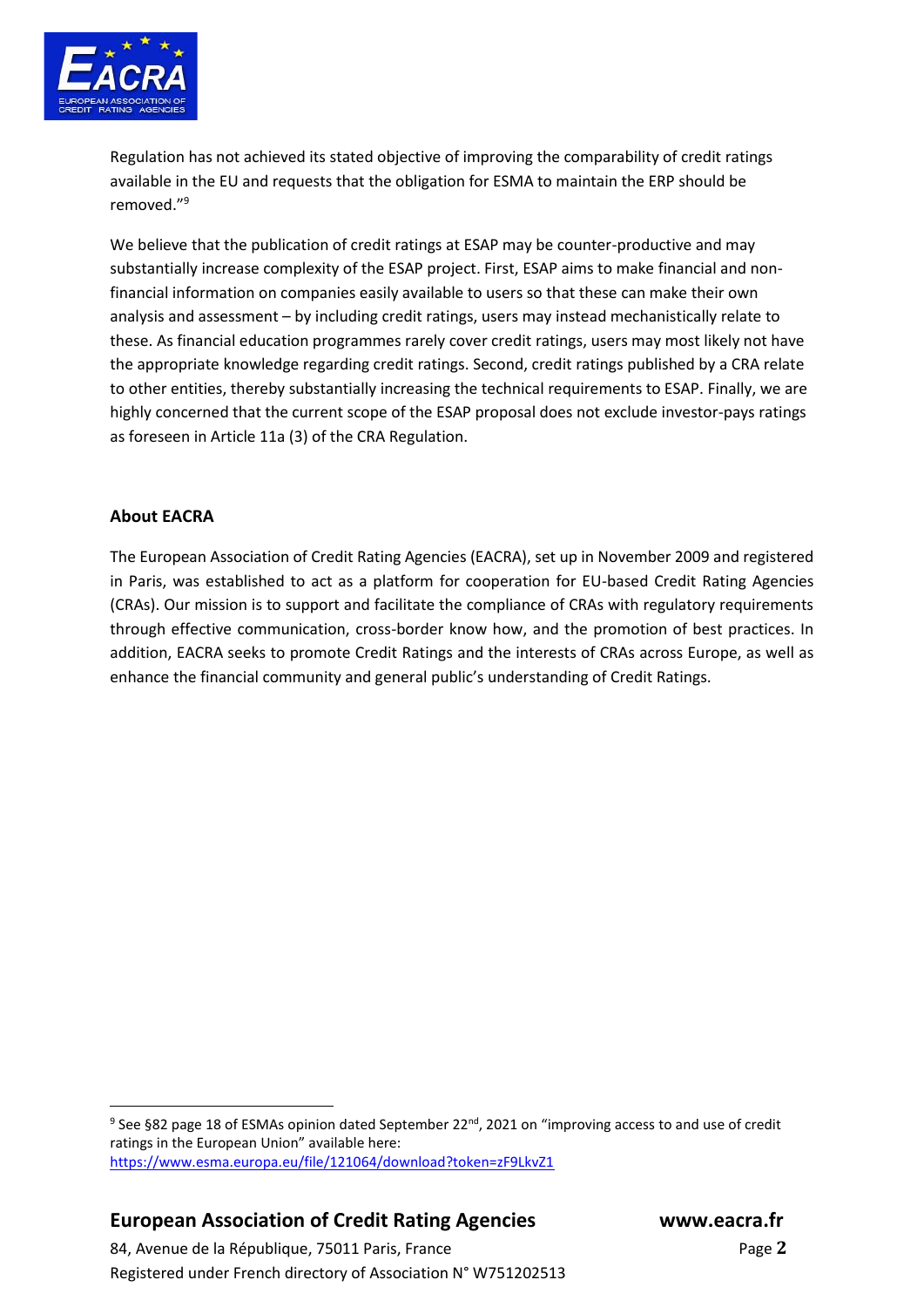Regulation has not achieved its stated objective of improving the comparability of credit ratings available in the EU and requests that the obligation for ESMA to maintain the ERP should be removed."[9]

We believe that the publication of credit ratings at ESAP may be counter-productive and may substantially increase complexity of the ESAP project. First, ESAP aims to make financial and non-financial information on companies easily available to users so that these can make their own analysis and assessment – by including credit ratings, users may instead mechanistically relate to these. As financial education programmes rarely cover credit ratings, users may most likely not have the appropriate knowledge regarding credit ratings. Second, credit ratings published by a CRA relate to other entities, thereby substantially increasing the technical requirements to ESAP. Finally, we are highly concerned that the current scope of the ESAP proposal does not exclude investor-pays ratings as foreseen in Article 11a (3) of the CRA Regulation.

**About EACRA**

The European Association of Credit Rating Agencies (EACRA), set up in November 2009 and registered in Paris, was established to act as a platform for cooperation for EU-based Credit Rating Agencies (CRAs). Our mission is to support and facilitate the compliance of CRAs with regulatory requirements through effective communication, cross-border know how, and the promotion of best practices. In addition, EACRA seeks to promote Credit Ratings and the interests of CRAs across Europe, as well as enhance the financial community and general public's understanding of Credit Ratings.

---

[9] See §82 page 18 of ESMAs opinion dated September 22nd, 2021 on "improving access to and use of credit ratings in the European Union" available here: https://www.esma.europa.eu/file/121064/download?token=zF9LkvZ1

**European Association of Credit Rating Agencies** — www.eacra.fr
84, Avenue de la République, 75011 Paris, France
Registered under French directory of Association N° W751202513